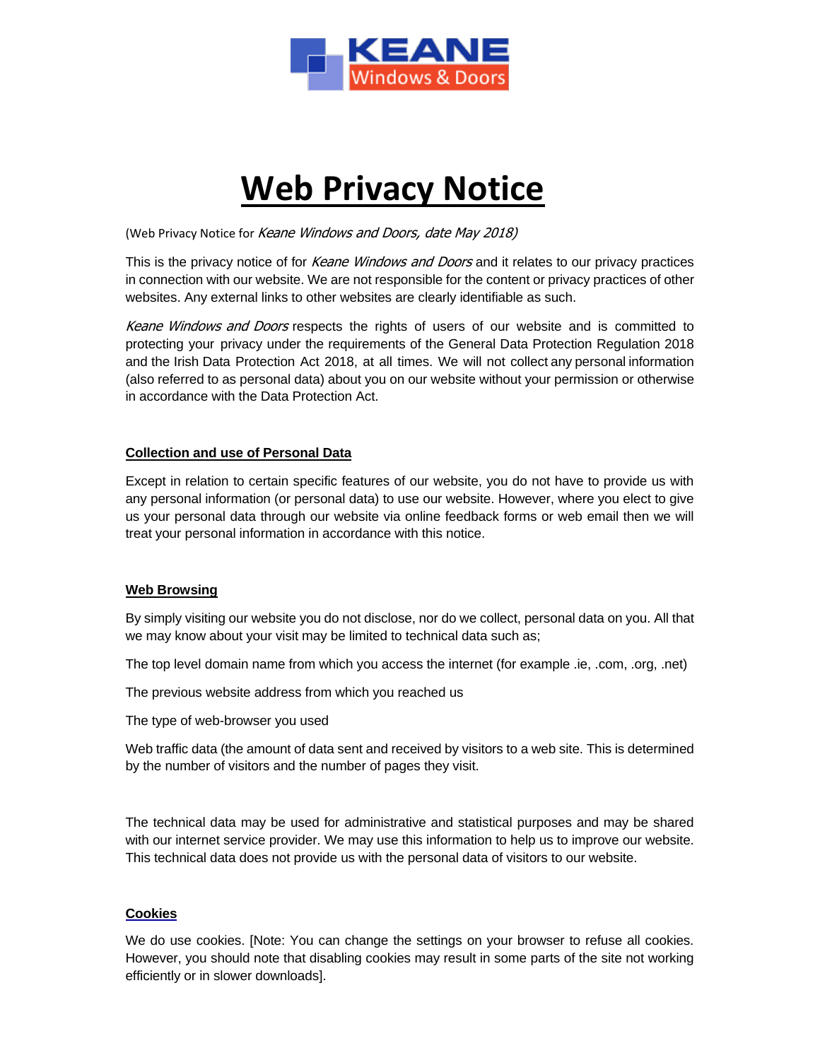KEANE Windows & Doors

# Web Privacy Notice

(Web Privacy Notice for *Keane Windows and Doors, date May 2018)*

This is the privacy notice of for *Keane Windows and Doors* and it relates to our privacy practices in connection with our website. We are not responsible for the content or privacy practices of other websites. Any external links to other websites are clearly identifiable as such.

*Keane Windows and Doors* respects the rights of users of our website and is committed to protecting your privacy under the requirements of the General Data Protection Regulation 2018 and the Irish Data Protection Act 2018, at all times. We will not collect any personal information (also referred to as personal data) about you on our website without your permission or otherwise in accordance with the Data Protection Act.

**Collection and use of Personal Data**

Except in relation to certain specific features of our website, you do not have to provide us with any personal information (or personal data) to use our website. However, where you elect to give us your personal data through our website via online feedback forms or web email then we will treat your personal information in accordance with this notice.

**Web Browsing**

By simply visiting our website you do not disclose, nor do we collect, personal data on you. All that we may know about your visit may be limited to technical data such as;

The top level domain name from which you access the internet (for example .ie, .com, .org, .net)

The previous website address from which you reached us

The type of web-browser you used

Web traffic data (the amount of data sent and received by visitors to a web site. This is determined by the number of visitors and the number of pages they visit.

The technical data may be used for administrative and statistical purposes and may be shared with our internet service provider. We may use this information to help us to improve our website. This technical data does not provide us with the personal data of visitors to our website.

**Cookies**

We do use cookies. [Note: You can change the settings on your browser to refuse all cookies. However, you should note that disabling cookies may result in some parts of the site not working efficiently or in slower downloads].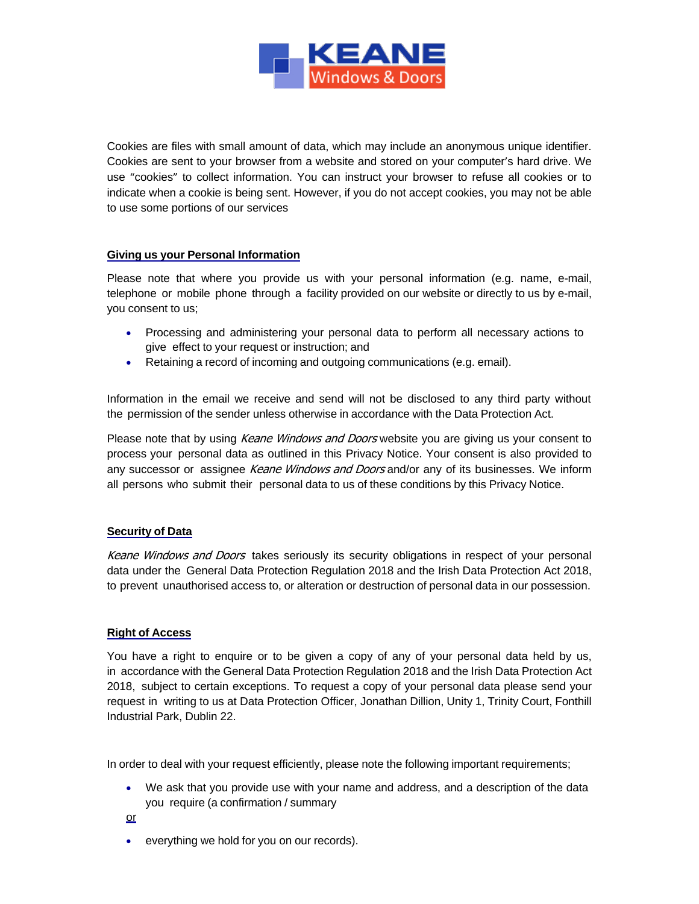Cookies are files with small amount of data, which may include an anonymous unique identifier. Cookies are sent to your browser from a website and stored on your computer's hard drive. We use "cookies" to collect information. You can instruct your browser to refuse all cookies or to indicate when a cookie is being sent. However, if you do not accept cookies, you may not be able to use some portions of our services

**Giving us your Personal Information**

Please note that where you provide us with your personal information (e.g. name, e-mail, telephone or mobile phone through a facility provided on our website or directly to us by e-mail, you consent to us;

- Processing and administering your personal data to perform all necessary actions to give effect to your request or instruction; and
- Retaining a record of incoming and outgoing communications (e.g. email).

Information in the email we receive and send will not be disclosed to any third party without the permission of the sender unless otherwise in accordance with the Data Protection Act.

Please note that by using *Keane Windows and Doors* website you are giving us your consent to process your personal data as outlined in this Privacy Notice. Your consent is also provided to any successor or assignee *Keane Windows and Doors* and/or any of its businesses. We inform all persons who submit their personal data to us of these conditions by this Privacy Notice.

**Security of Data**

*Keane Windows and Doors* takes seriously its security obligations in respect of your personal data under the General Data Protection Regulation 2018 and the Irish Data Protection Act 2018, to prevent unauthorised access to, or alteration or destruction of personal data in our possession.

**Right of Access**

You have a right to enquire or to be given a copy of any of your personal data held by us, in accordance with the General Data Protection Regulation 2018 and the Irish Data Protection Act 2018, subject to certain exceptions. To request a copy of your personal data please send your request in writing to us at Data Protection Officer, Jonathan Dillion, Unity 1, Trinity Court, Fonthill Industrial Park, Dublin 22.

In order to deal with your request efficiently, please note the following important requirements;

- We ask that you provide use with your name and address, and a description of the data you require (a confirmation / summary

or

- everything we hold for you on our records).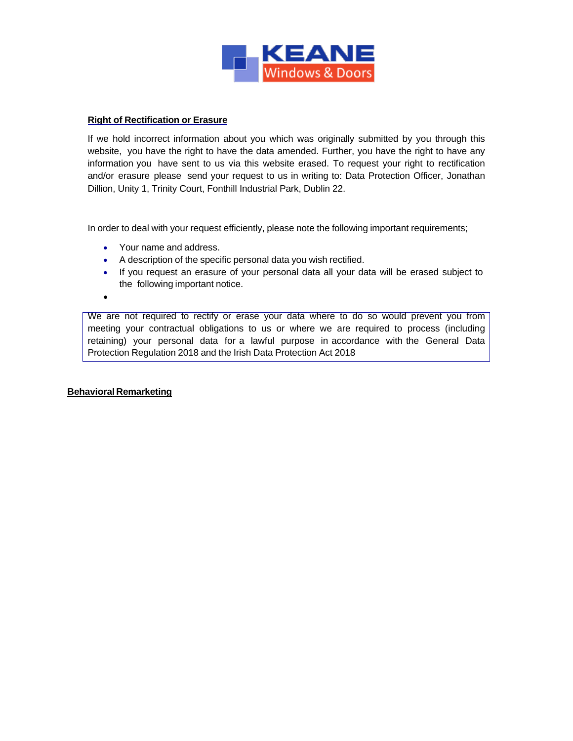## Right of Rectification or Erasure

If we hold incorrect information about you which was originally submitted by you through this website, you have the right to have the data amended. Further, you have the right to have any information you have sent to us via this website erased. To request your right to rectification and/or erasure please send your request to us in writing to: Data Protection Officer, Jonathan Dillion, Unity 1, Trinity Court, Fonthill Industrial Park, Dublin 22.

In order to deal with your request efficiently, please note the following important requirements;

- Your name and address.
- A description of the specific personal data you wish rectified.
- If you request an erasure of your personal data all your data will be erased subject to the following important notice.

We are not required to rectify or erase your data where to do so would prevent you from meeting your contractual obligations to us or where we are required to process (including retaining) your personal data for a lawful purpose in accordance with the General Data Protection Regulation 2018 and the Irish Data Protection Act 2018

## Behavioral Remarketing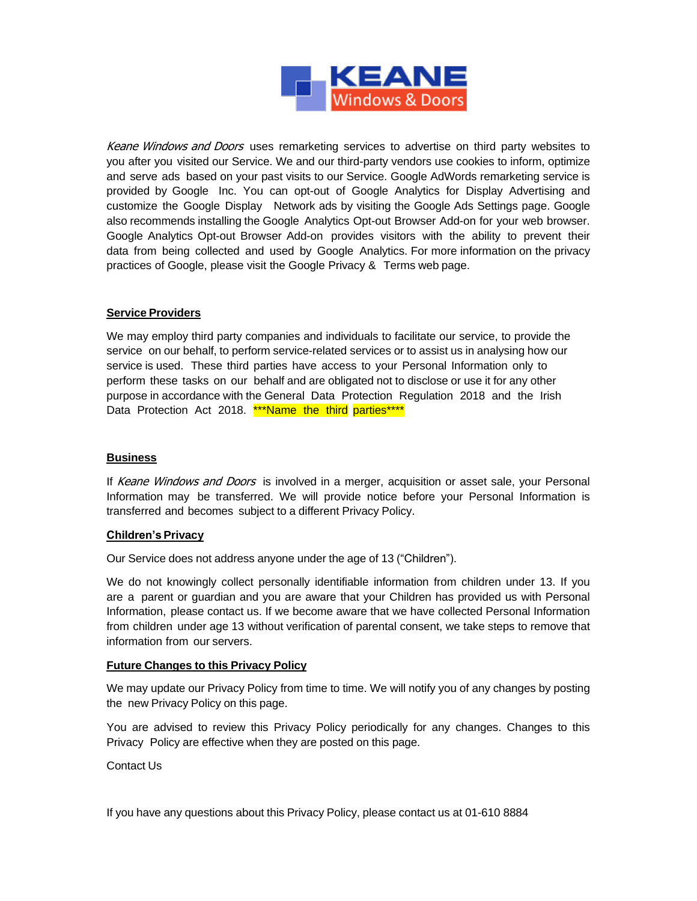*Keane Windows and Doors* uses remarketing services to advertise on third party websites to you after you visited our Service. We and our third-party vendors use cookies to inform, optimize and serve ads based on your past visits to our Service. Google AdWords remarketing service is provided by Google Inc. You can opt-out of Google Analytics for Display Advertising and customize the Google Display Network ads by visiting the Google Ads Settings page. Google also recommends installing the Google Analytics Opt-out Browser Add-on for your web browser. Google Analytics Opt-out Browser Add-on provides visitors with the ability to prevent their data from being collected and used by Google Analytics. For more information on the privacy practices of Google, please visit the Google Privacy & Terms web page.

## Service Providers

We may employ third party companies and individuals to facilitate our service, to provide the service on our behalf, to perform service-related services or to assist us in analysing how our service is used. These third parties have access to your Personal Information only to perform these tasks on our behalf and are obligated not to disclose or use it for any other purpose in accordance with the General Data Protection Regulation 2018 and the Irish Data Protection Act 2018. ***Name the third parties****

## Business

If *Keane Windows and Doors* is involved in a merger, acquisition or asset sale, your Personal Information may be transferred. We will provide notice before your Personal Information is transferred and becomes subject to a different Privacy Policy.

## Children's Privacy

Our Service does not address anyone under the age of 13 ("Children").

We do not knowingly collect personally identifiable information from children under 13. If you are a parent or guardian and you are aware that your Children has provided us with Personal Information, please contact us. If we become aware that we have collected Personal Information from children under age 13 without verification of parental consent, we take steps to remove that information from our servers.

## Future Changes to this Privacy Policy

We may update our Privacy Policy from time to time. We will notify you of any changes by posting the new Privacy Policy on this page.

You are advised to review this Privacy Policy periodically for any changes. Changes to this Privacy Policy are effective when they are posted on this page.

Contact Us

If you have any questions about this Privacy Policy, please contact us at 01-610 8884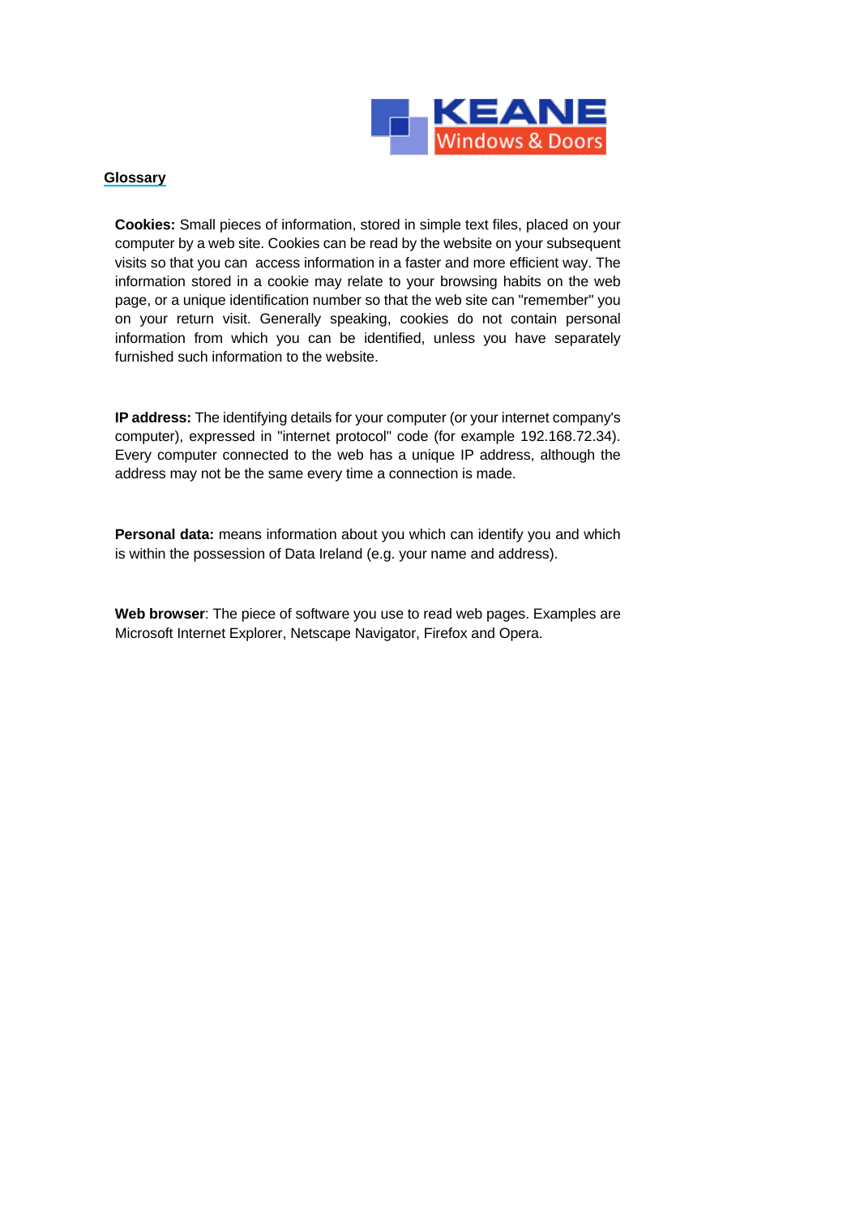KEANE Windows & Doors

## Glossary

**Cookies:** Small pieces of information, stored in simple text files, placed on your computer by a web site. Cookies can be read by the website on your subsequent visits so that you can access information in a faster and more efficient way. The information stored in a cookie may relate to your browsing habits on the web page, or a unique identification number so that the web site can "remember" you on your return visit. Generally speaking, cookies do not contain personal information from which you can be identified, unless you have separately furnished such information to the website.

**IP address:** The identifying details for your computer (or your internet company's computer), expressed in "internet protocol" code (for example 192.168.72.34). Every computer connected to the web has a unique IP address, although the address may not be the same every time a connection is made.

**Personal data:** means information about you which can identify you and which is within the possession of Data Ireland (e.g. your name and address).

**Web browser**: The piece of software you use to read web pages. Examples are Microsoft Internet Explorer, Netscape Navigator, Firefox and Opera.